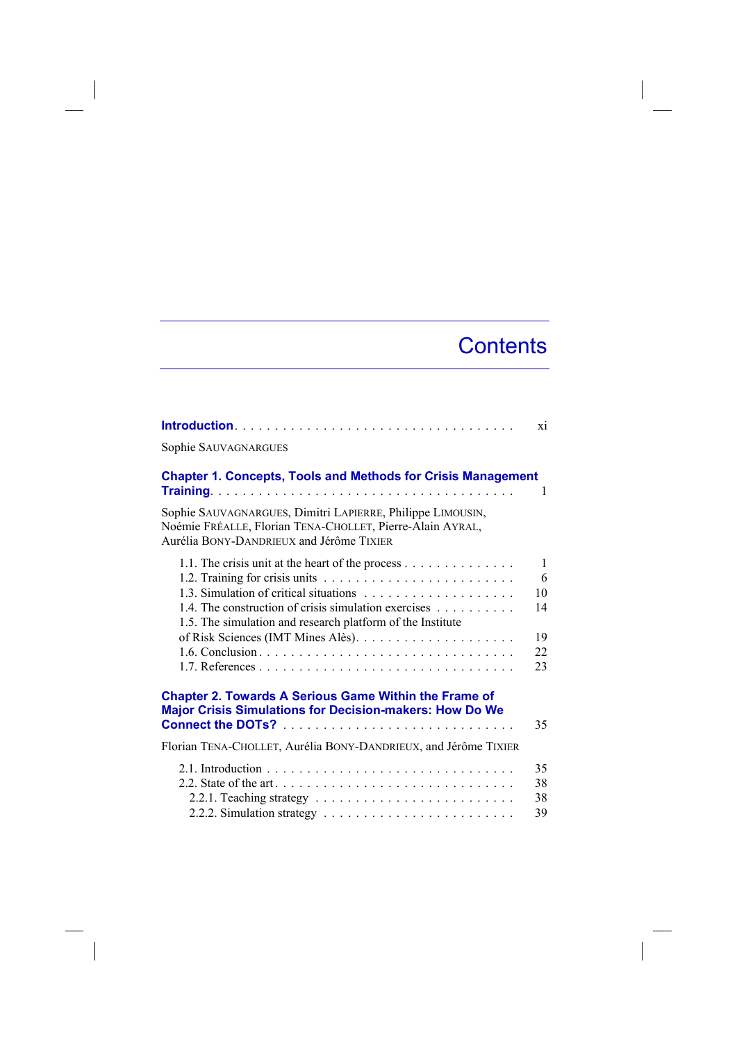# Contents

**Introduction** . . . . . . . . . . . . . . . . . . . . . . . . . . . . . . . . . . xi

Sophie SAUVAGNARGUES

**Chapter 1. Concepts, Tools and Methods for Crisis Management Training** . . . . . . . . . . . . . . . . . . . . . . . . . . . . . . . . . . 1

Sophie SAUVAGNARGUES, Dimitri LAPIERRE, Philippe LIMOUSIN, Noémie FRÉALLE, Florian TENA-CHOLLET, Pierre-Alain AYRAL, Aurélia BONY-DANDRIEUX and Jérôme TIXIER

1.1. The crisis unit at the heart of the process . . . . . . . . . . . . . . 1
1.2. Training for crisis units . . . . . . . . . . . . . . . . . . . . . . . . 6
1.3. Simulation of critical situations . . . . . . . . . . . . . . . . . . . 10
1.4. The construction of crisis simulation exercises . . . . . . . . . . 14
1.5. The simulation and research platform of the Institute of Risk Sciences (IMT Mines Alès). . . . . . . . . . . . . . . . . . . . 19
1.6. Conclusion . . . . . . . . . . . . . . . . . . . . . . . . . . . . . . . 22
1.7. References . . . . . . . . . . . . . . . . . . . . . . . . . . . . . . . 23

**Chapter 2. Towards A Serious Game Within the Frame of Major Crisis Simulations for Decision-makers: How Do We Connect the DOTs?** . . . . . . . . . . . . . . . . . . . . . . . . . . . 35

Florian TENA-CHOLLET, Aurélia BONY-DANDRIEUX, and Jérôme TIXIER

2.1. Introduction . . . . . . . . . . . . . . . . . . . . . . . . . . . . . . 35
2.2. State of the art . . . . . . . . . . . . . . . . . . . . . . . . . . . . . 38
2.2.1. Teaching strategy . . . . . . . . . . . . . . . . . . . . . . . . . 38
2.2.2. Simulation strategy . . . . . . . . . . . . . . . . . . . . . . . . 39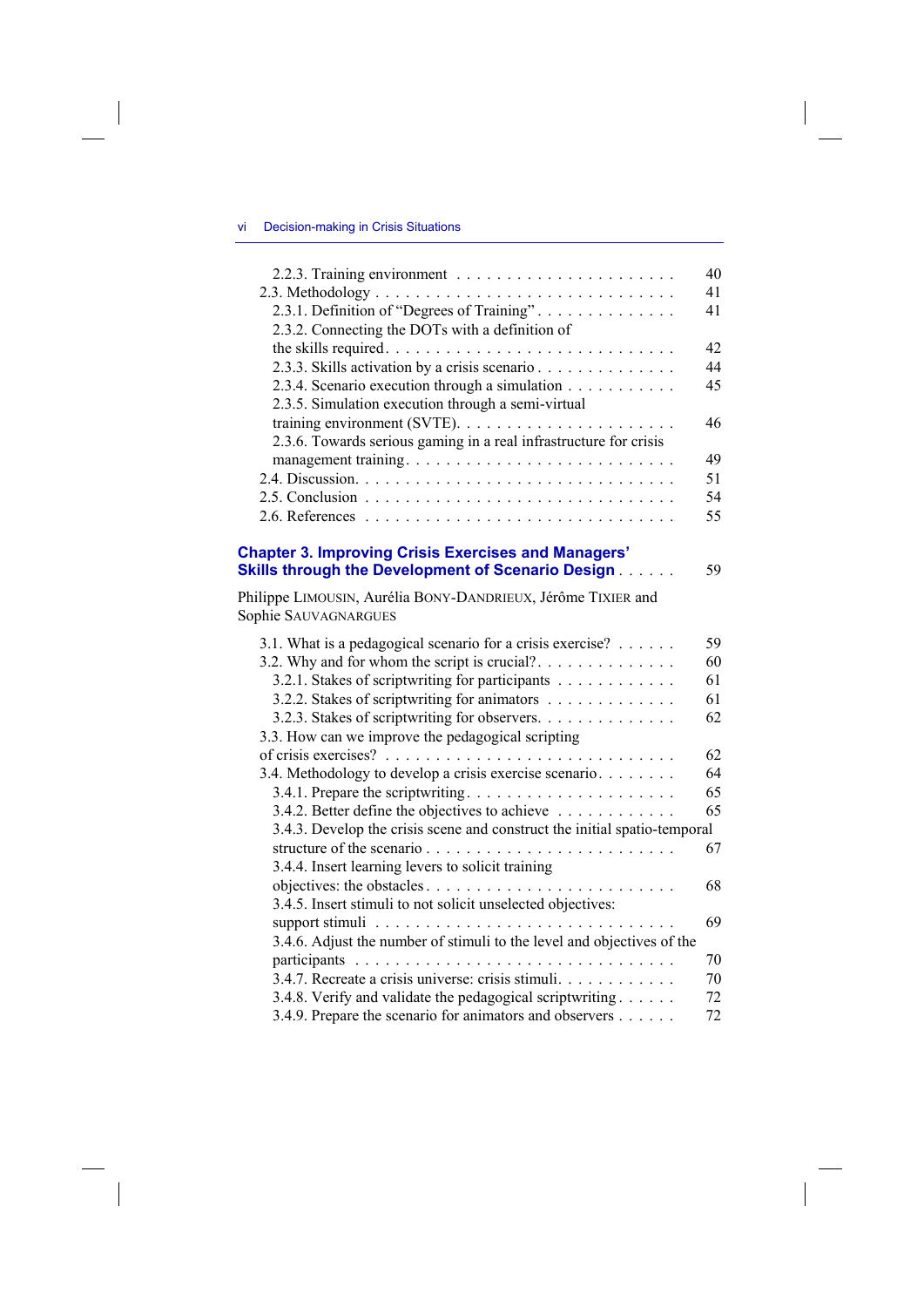2.2.3. Training environment . . . . . . . . . . . . . . . . . . . . . . 40

2.3. Methodology . . . . . . . . . . . . . . . . . . . . . . . . . . . . 41

2.3.1. Definition of "Degrees of Training" . . . . . . . . . . . . . . 41

2.3.2. Connecting the DOTs with a definition of the skills required . . . . . . . . . . . . . . . . . . . . . . . . . . 42

2.3.3. Skills activation by a crisis scenario . . . . . . . . . . . . . . 44

2.3.4. Scenario execution through a simulation . . . . . . . . . . . 45

2.3.5. Simulation execution through a semi-virtual training environment (SVTE). . . . . . . . . . . . . . . . . . . . . . 46

2.3.6. Towards serious gaming in a real infrastructure for crisis management training. . . . . . . . . . . . . . . . . . . . . . . . 49

2.4. Discussion. . . . . . . . . . . . . . . . . . . . . . . . . . . . . 51

2.5. Conclusion . . . . . . . . . . . . . . . . . . . . . . . . . . . . 54

2.6. References . . . . . . . . . . . . . . . . . . . . . . . . . . . . 55

## Chapter 3. Improving Crisis Exercises and Managers' Skills through the Development of Scenario Design . . . . . . 59

Philippe LIMOUSIN, Aurélia BONY-DANDRIEUX, Jérôme TIXIER and Sophie SAUVAGNARGUES

3.1. What is a pedagogical scenario for a crisis exercise? . . . . . . 59

3.2. Why and for whom the script is crucial?. . . . . . . . . . . . . 60

3.2.1. Stakes of scriptwriting for participants . . . . . . . . . . . . 61

3.2.2. Stakes of scriptwriting for animators . . . . . . . . . . . . . 61

3.2.3. Stakes of scriptwriting for observers. . . . . . . . . . . . . . 62

3.3. How can we improve the pedagogical scripting of crisis exercises? . . . . . . . . . . . . . . . . . . . . . . . . . . . 62

3.4. Methodology to develop a crisis exercise scenario. . . . . . . . 64

3.4.1. Prepare the scriptwriting. . . . . . . . . . . . . . . . . . . . 65

3.4.2. Better define the objectives to achieve . . . . . . . . . . . . 65

3.4.3. Develop the crisis scene and construct the initial spatio-temporal structure of the scenario . . . . . . . . . . . . . . . . . . . . . . . 67

3.4.4. Insert learning levers to solicit training objectives: the obstacles. . . . . . . . . . . . . . . . . . . . . . . . . . 68

3.4.5. Insert stimuli to not solicit unselected objectives: support stimuli . . . . . . . . . . . . . . . . . . . . . . . . . . . . 69

3.4.6. Adjust the number of stimuli to the level and objectives of the participants . . . . . . . . . . . . . . . . . . . . . . . . . . . . 70

3.4.7. Recreate a crisis universe: crisis stimuli. . . . . . . . . . . . 70

3.4.8. Verify and validate the pedagogical scriptwriting . . . . . . 72

3.4.9. Prepare the scenario for animators and observers . . . . . . 72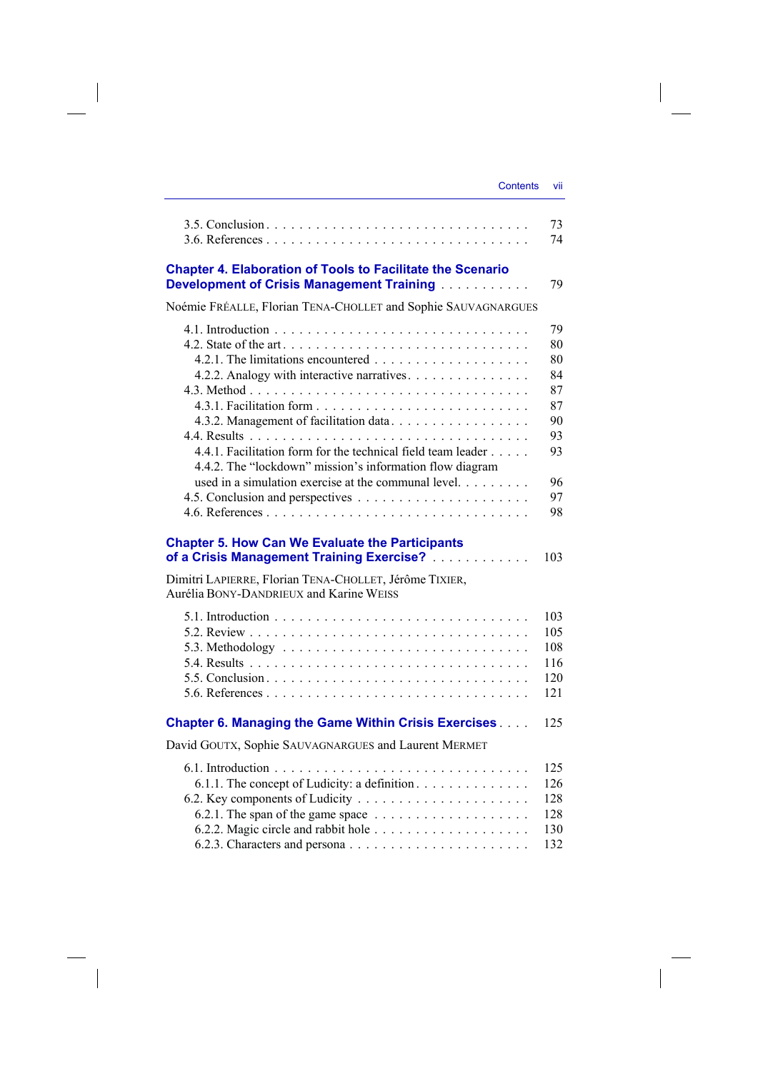3.5. Conclusion . . . . . . . . . . . . . . . . . . . . . . . . . . . . . . 73
3.6. References . . . . . . . . . . . . . . . . . . . . . . . . . . . . . . 74

**Chapter 4. Elaboration of Tools to Facilitate the Scenario Development of Crisis Management Training** . . . . . . . . . . . 79

Noémie FRÉALLE, Florian TENA-CHOLLET and Sophie SAUVAGNARGUES

4.1. Introduction . . . . . . . . . . . . . . . . . . . . . . . . . . . . . 79
4.2. State of the art . . . . . . . . . . . . . . . . . . . . . . . . . . . . 80
4.2.1. The limitations encountered . . . . . . . . . . . . . . . . . . . . 80
4.2.2. Analogy with interactive narratives . . . . . . . . . . . . . . . 84
4.3. Method . . . . . . . . . . . . . . . . . . . . . . . . . . . . . . . . 87
4.3.1. Facilitation form . . . . . . . . . . . . . . . . . . . . . . . . . 87
4.3.2. Management of facilitation data . . . . . . . . . . . . . . . . . 90
4.4. Results . . . . . . . . . . . . . . . . . . . . . . . . . . . . . . . . 93
4.4.1. Facilitation form for the technical field team leader . . . . . 93
4.4.2. The "lockdown" mission's information flow diagram used in a simulation exercise at the communal level. . . . . . . . . 96
4.5. Conclusion and perspectives . . . . . . . . . . . . . . . . . . . . 97
4.6. References . . . . . . . . . . . . . . . . . . . . . . . . . . . . . . 98

**Chapter 5. How Can We Evaluate the Participants of a Crisis Management Training Exercise?** . . . . . . . . . . . . 103

Dimitri LAPIERRE, Florian TENA-CHOLLET, Jérôme TIXIER, Aurélia BONY-DANDRIEUX and Karine WEISS

5.1. Introduction . . . . . . . . . . . . . . . . . . . . . . . . . . . . . 103
5.2. Review . . . . . . . . . . . . . . . . . . . . . . . . . . . . . . . . 105
5.3. Methodology . . . . . . . . . . . . . . . . . . . . . . . . . . . . . 108
5.4. Results . . . . . . . . . . . . . . . . . . . . . . . . . . . . . . . . 116
5.5. Conclusion . . . . . . . . . . . . . . . . . . . . . . . . . . . . . . 120
5.6. References . . . . . . . . . . . . . . . . . . . . . . . . . . . . . . 121

**Chapter 6. Managing the Game Within Crisis Exercises** . . . . 125

David GOUTX, Sophie SAUVAGNARGUES and Laurent MERMET

6.1. Introduction . . . . . . . . . . . . . . . . . . . . . . . . . . . . . 125
6.1.1. The concept of Ludicity: a definition . . . . . . . . . . . . . . 126
6.2. Key components of Ludicity . . . . . . . . . . . . . . . . . . . . . 128
6.2.1. The span of the game space . . . . . . . . . . . . . . . . . . . 128
6.2.2. Magic circle and rabbit hole . . . . . . . . . . . . . . . . . . . 130
6.2.3. Characters and persona . . . . . . . . . . . . . . . . . . . . . . 132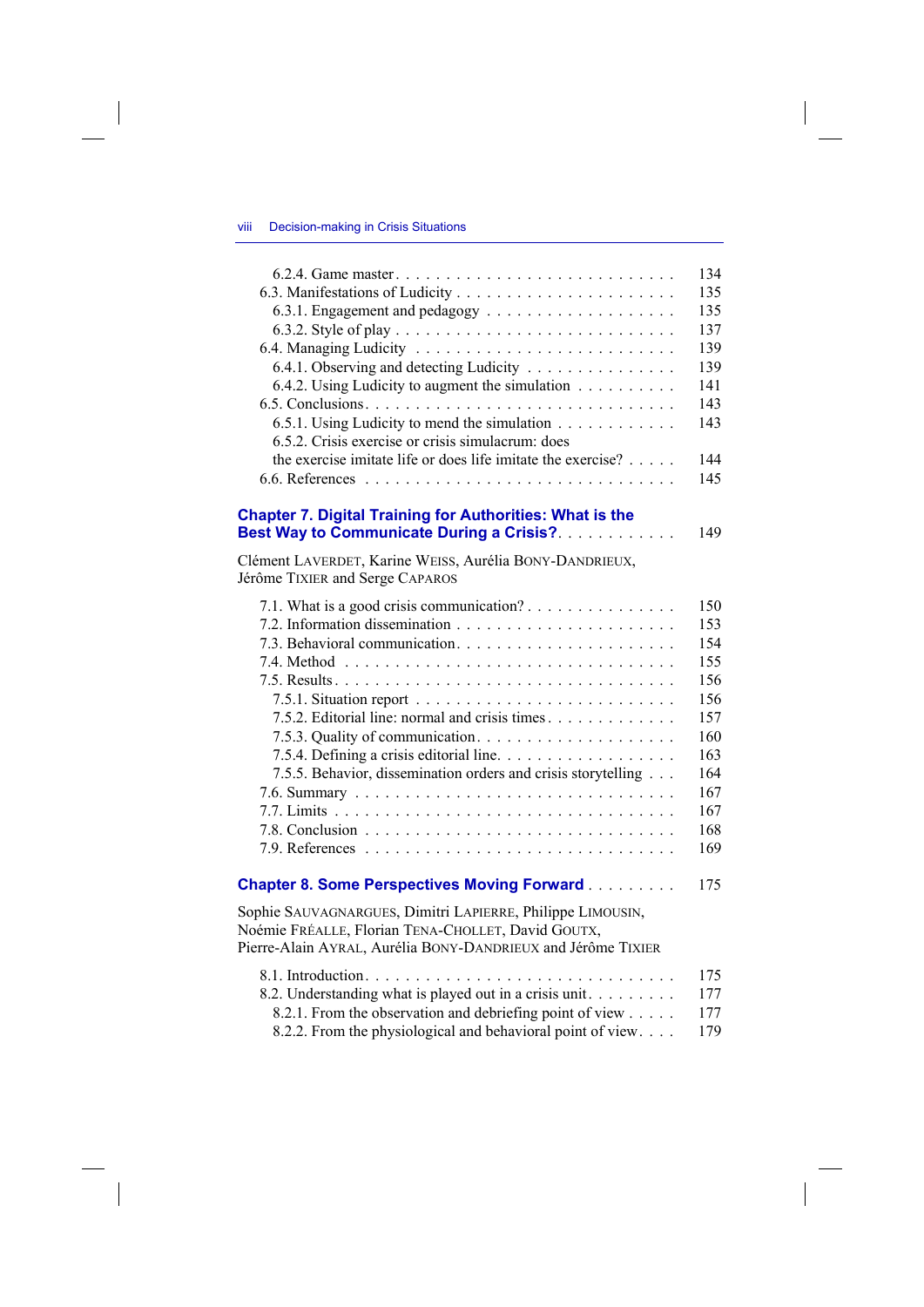6.2.4. Game master . . . . . . . . . . . . . . . . . . . . . . . . . . . 134
6.3. Manifestations of Ludicity . . . . . . . . . . . . . . . . . . . . . . 135
6.3.1. Engagement and pedagogy . . . . . . . . . . . . . . . . . . . 135
6.3.2. Style of play . . . . . . . . . . . . . . . . . . . . . . . . . . 137
6.4. Managing Ludicity . . . . . . . . . . . . . . . . . . . . . . . . . 139
6.4.1. Observing and detecting Ludicity . . . . . . . . . . . . . . . 139
6.4.2. Using Ludicity to augment the simulation . . . . . . . . . . 141
6.5. Conclusions . . . . . . . . . . . . . . . . . . . . . . . . . . . . 143
6.5.1. Using Ludicity to mend the simulation . . . . . . . . . . . . 143
6.5.2. Crisis exercise or crisis simulacrum: does the exercise imitate life or does life imitate the exercise? . . . . . 144
6.6. References . . . . . . . . . . . . . . . . . . . . . . . . . . . . . 145

**Chapter 7. Digital Training for Authorities: What is the Best Way to Communicate During a Crisis?** . . . . . . . . . . . . 149

Clément LAVERDET, Karine WEISS, Aurélia BONY-DANDRIEUX, Jérôme TIXIER and Serge CAPAROS

7.1. What is a good crisis communication? . . . . . . . . . . . . . . . 150
7.2. Information dissemination . . . . . . . . . . . . . . . . . . . . . 153
7.3. Behavioral communication . . . . . . . . . . . . . . . . . . . . . 154
7.4. Method . . . . . . . . . . . . . . . . . . . . . . . . . . . . . . . 155
7.5. Results . . . . . . . . . . . . . . . . . . . . . . . . . . . . . . . 156
7.5.1. Situation report . . . . . . . . . . . . . . . . . . . . . . . . . 156
7.5.2. Editorial line: normal and crisis times . . . . . . . . . . . . . 157
7.5.3. Quality of communication . . . . . . . . . . . . . . . . . . . 160
7.5.4. Defining a crisis editorial line . . . . . . . . . . . . . . . . . 163
7.5.5. Behavior, dissemination orders and crisis storytelling . . . 164
7.6. Summary . . . . . . . . . . . . . . . . . . . . . . . . . . . . . . 167
7.7. Limits . . . . . . . . . . . . . . . . . . . . . . . . . . . . . . . . 167
7.8. Conclusion . . . . . . . . . . . . . . . . . . . . . . . . . . . . . 168
7.9. References . . . . . . . . . . . . . . . . . . . . . . . . . . . . . 169

**Chapter 8. Some Perspectives Moving Forward** . . . . . . . . . 175

Sophie SAUVAGNARGUES, Dimitri LAPIERRE, Philippe LIMOUSIN, Noémie FRÉALLE, Florian TENA-CHOLLET, David GOUTX, Pierre-Alain AYRAL, Aurélia BONY-DANDRIEUX and Jérôme TIXIER

8.1. Introduction . . . . . . . . . . . . . . . . . . . . . . . . . . . . 175
8.2. Understanding what is played out in a crisis unit . . . . . . . . . 177
8.2.1. From the observation and debriefing point of view . . . . . 177
8.2.2. From the physiological and behavioral point of view . . . . 179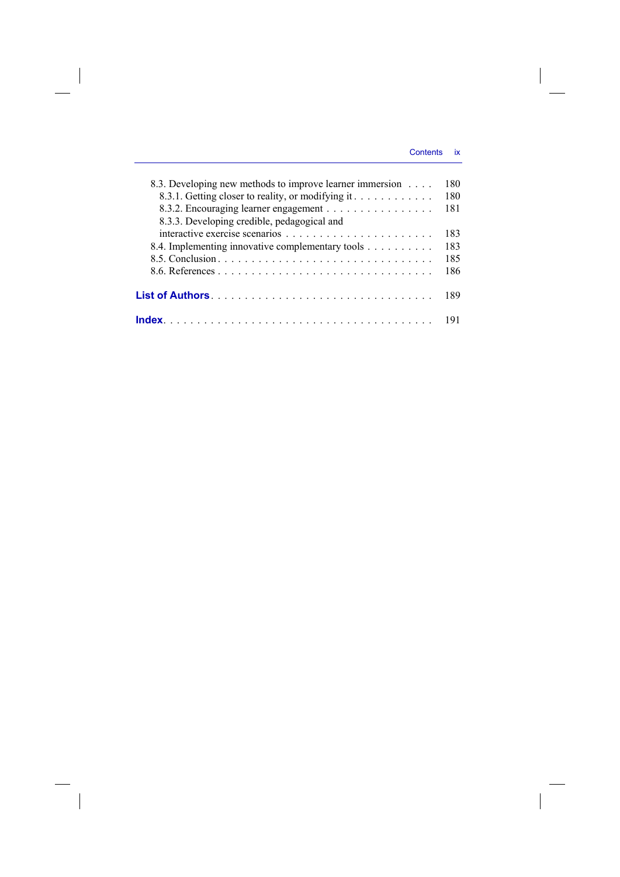8.3. Developing new methods to improve learner immersion . . . . 180
  8.3.1. Getting closer to reality, or modifying it . . . . . . . . . . . . 180
  8.3.2. Encouraging learner engagement . . . . . . . . . . . . . . . . . 181
  8.3.3. Developing credible, pedagogical and interactive exercise scenarios . . . . . . . . . . . . . . . . . . . . . . . 183
8.4. Implementing innovative complementary tools . . . . . . . . . . 183
8.5. Conclusion . . . . . . . . . . . . . . . . . . . . . . . . . . . . . . 185
8.6. References . . . . . . . . . . . . . . . . . . . . . . . . . . . . . . 186

**List of Authors** . . . . . . . . . . . . . . . . . . . . . . . . . . . . . . . . 189

**Index** . . . . . . . . . . . . . . . . . . . . . . . . . . . . . . . . . . . . . . 191